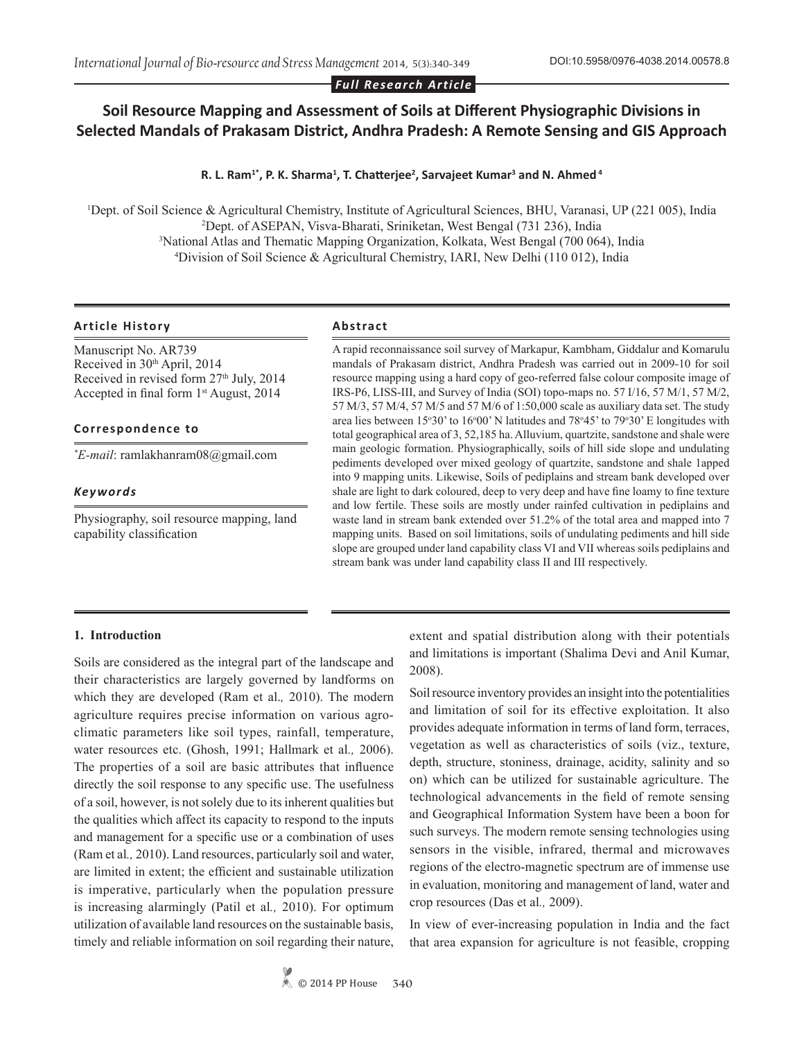*Full Research Article*

# Soil Resource Mapping and Assessment of Soils at Different Physiographic Divisions in Selected Mandals of Prakasam District, Andhra Pradesh: A Remote Sensing and GIS Approach

**R. L. Ram[1*], P. K. Sharma[1], T. Chatterjee[2], Sarvajeet Kumar[3] and N. Ahmed[4]**

[1]Dept. of Soil Science & Agricultural Chemistry, Institute of Agricultural Sciences, BHU, Varanasi, UP (221 005), India
[2]Dept. of ASEPAN, Visva-Bharati, Sriniketan, West Bengal (731 236), India
[3]National Atlas and Thematic Mapping Organization, Kolkata, West Bengal (700 064), India
[4]Division of Soil Science & Agricultural Chemistry, IARI, New Delhi (110 012), India

### Article History

Manuscript No. AR739
Received in 30th April, 2014
Received in revised form 27th July, 2014
Accepted in final form 1st August, 2014

### Correspondence to

*E-mail: ramlakhanram08@gmail.com

### Keywords

Physiography, soil resource mapping, land capability classification

### Abstract

A rapid reconnaissance soil survey of Markapur, Kambham, Giddalur and Komarulu mandals of Prakasam district, Andhra Pradesh was carried out in 2009-10 for soil resource mapping using a hard copy of geo-referred false colour composite image of IRS-P6, LISS-III, and Survey of India (SOI) topo-maps no. 57 I/16, 57 M/1, 57 M/2, 57 M/3, 57 M/4, 57 M/5 and 57 M/6 of 1:50,000 scale as auxiliary data set. The study area lies between 15°30' to 16°00' N latitudes and 78°45' to 79°30' E longitudes with total geographical area of 3, 52,185 ha. Alluvium, quartzite, sandstone and shale were main geologic formation. Physiographically, soils of hill side slope and undulating pediments developed over mixed geology of quartzite, sandstone and shale 1apped into 9 mapping units. Likewise, Soils of pediplains and stream bank developed over shale are light to dark coloured, deep to very deep and have fine loamy to fine texture and low fertile. These soils are mostly under rainfed cultivation in pediplains and waste land in stream bank extended over 51.2% of the total area and mapped into 7 mapping units. Based on soil limitations, soils of undulating pediments and hill side slope are grouped under land capability class VI and VII whereas soils pediplains and stream bank was under land capability class II and III respectively.

## 1. Introduction

Soils are considered as the integral part of the landscape and their characteristics are largely governed by landforms on which they are developed (Ram et al., 2010). The modern agriculture requires precise information on various agro-climatic parameters like soil types, rainfall, temperature, water resources etc. (Ghosh, 1991; Hallmark et al., 2006). The properties of a soil are basic attributes that influence directly the soil response to any specific use. The usefulness of a soil, however, is not solely due to its inherent qualities but the qualities which affect its capacity to respond to the inputs and management for a specific use or a combination of uses (Ram et al., 2010). Land resources, particularly soil and water, are limited in extent; the efficient and sustainable utilization is imperative, particularly when the population pressure is increasing alarmingly (Patil et al., 2010). For optimum utilization of available land resources on the sustainable basis, timely and reliable information on soil regarding their nature, extent and spatial distribution along with their potentials and limitations is important (Shalima Devi and Anil Kumar, 2008).

Soil resource inventory provides an insight into the potentialities and limitation of soil for its effective exploitation. It also provides adequate information in terms of land form, terraces, vegetation as well as characteristics of soils (viz., texture, depth, structure, stoniness, drainage, acidity, salinity and so on) which can be utilized for sustainable agriculture. The technological advancements in the field of remote sensing and Geographical Information System have been a boon for such surveys. The modern remote sensing technologies using sensors in the visible, infrared, thermal and microwaves regions of the electro-magnetic spectrum are of immense use in evaluation, monitoring and management of land, water and crop resources (Das et al., 2009).

In view of ever-increasing population in India and the fact that area expansion for agriculture is not feasible, cropping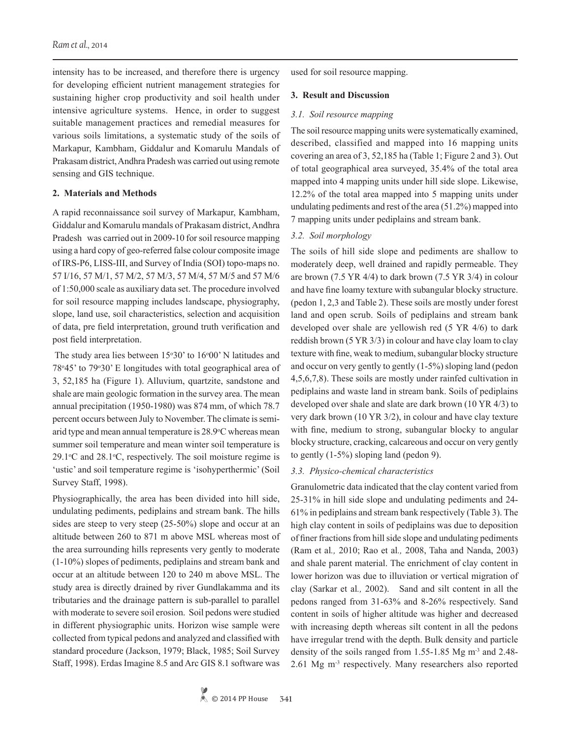intensity has to be increased, and therefore there is urgency for developing efficient nutrient management strategies for sustaining higher crop productivity and soil health under intensive agriculture systems. Hence, in order to suggest suitable management practices and remedial measures for various soils limitations, a systematic study of the soils of Markapur, Kambham, Giddalur and Komarulu Mandals of Prakasam district, Andhra Pradesh was carried out using remote sensing and GIS technique.

## 2. Materials and Methods

A rapid reconnaissance soil survey of Markapur, Kambham, Giddalur and Komarulu mandals of Prakasam district, Andhra Pradesh was carried out in 2009-10 for soil resource mapping using a hard copy of geo-referred false colour composite image of IRS-P6, LISS-III, and Survey of India (SOI) topo-maps no. 57 I/16, 57 M/1, 57 M/2, 57 M/3, 57 M/4, 57 M/5 and 57 M/6 of 1:50,000 scale as auxiliary data set. The procedure involved for soil resource mapping includes landscape, physiography, slope, land use, soil characteristics, selection and acquisition of data, pre field interpretation, ground truth verification and post field interpretation.

The study area lies between 15°30' to 16°00' N latitudes and 78°45' to 79°30' E longitudes with total geographical area of 3, 52,185 ha (Figure 1). Alluvium, quartzite, sandstone and shale are main geologic formation in the survey area. The mean annual precipitation (1950-1980) was 874 mm, of which 78.7 percent occurs between July to November. The climate is semi-arid type and mean annual temperature is 28.9°C whereas mean summer soil temperature and mean winter soil temperature is 29.1°C and 28.1°C, respectively. The soil moisture regime is 'ustic' and soil temperature regime is 'isohyperthermic' (Soil Survey Staff, 1998).

Physiographically, the area has been divided into hill side, undulating pediments, pediplains and stream bank. The hills sides are steep to very steep (25-50%) slope and occur at an altitude between 260 to 871 m above MSL whereas most of the area surrounding hills represents very gently to moderate (1-10%) slopes of pediments, pediplains and stream bank and occur at an altitude between 120 to 240 m above MSL. The study area is directly drained by river Gundlakamma and its tributaries and the drainage pattern is sub-parallel to parallel with moderate to severe soil erosion. Soil pedons were studied in different physiographic units. Horizon wise sample were collected from typical pedons and analyzed and classified with standard procedure (Jackson, 1979; Black, 1985; Soil Survey Staff, 1998). Erdas Imagine 8.5 and Arc GIS 8.1 software was used for soil resource mapping.

## 3. Result and Discussion

### *3.1. Soil resource mapping*

The soil resource mapping units were systematically examined, described, classified and mapped into 16 mapping units covering an area of 3, 52,185 ha (Table 1; Figure 2 and 3). Out of total geographical area surveyed, 35.4% of the total area mapped into 4 mapping units under hill side slope. Likewise, 12.2% of the total area mapped into 5 mapping units under undulating pediments and rest of the area (51.2%) mapped into 7 mapping units under pediplains and stream bank.

### *3.2. Soil morphology*

The soils of hill side slope and pediments are shallow to moderately deep, well drained and rapidly permeable. They are brown (7.5 YR 4/4) to dark brown (7.5 YR 3/4) in colour and have fine loamy texture with subangular blocky structure. (pedon 1, 2,3 and Table 2). These soils are mostly under forest land and open scrub. Soils of pediplains and stream bank developed over shale are yellowish red (5 YR 4/6) to dark reddish brown (5 YR 3/3) in colour and have clay loam to clay texture with fine, weak to medium, subangular blocky structure and occur on very gently to gently (1-5%) sloping land (pedon 4,5,6,7,8). These soils are mostly under rainfed cultivation in pediplains and waste land in stream bank. Soils of pediplains developed over shale and slate are dark brown (10 YR 4/3) to very dark brown (10 YR 3/2), in colour and have clay texture with fine, medium to strong, subangular blocky to angular blocky structure, cracking, calcareous and occur on very gently to gently (1-5%) sloping land (pedon 9).

### *3.3. Physico-chemical characteristics*

Granulometric data indicated that the clay content varied from 25-31% in hill side slope and undulating pediments and 24-61% in pediplains and stream bank respectively (Table 3). The high clay content in soils of pediplains was due to deposition of finer fractions from hill side slope and undulating pediments (Ram et al*.,* 2010; Rao et al*.,* 2008, Taha and Nanda, 2003) and shale parent material. The enrichment of clay content in lower horizon was due to illuviation or vertical migration of clay (Sarkar et al*.,* 2002). Sand and silt content in all the pedons ranged from 31-63% and 8-26% respectively. Sand content in soils of higher altitude was higher and decreased with increasing depth whereas silt content in all the pedons have irregular trend with the depth. Bulk density and particle density of the soils ranged from 1.55-1.85 Mg $m^{-3}$ and 2.48-2.61 Mg $m^{-3}$ respectively. Many researchers also reported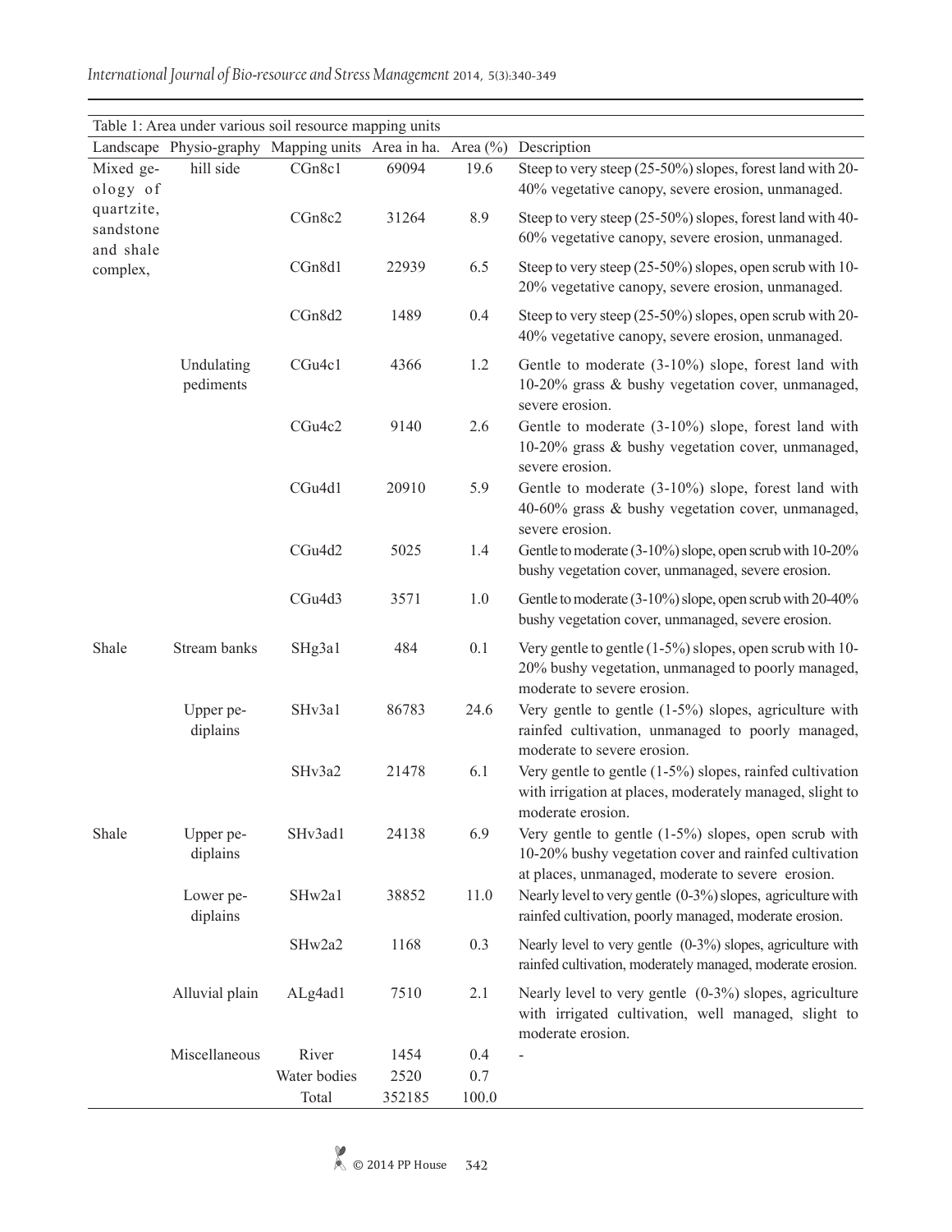Table 1: Area under various soil resource mapping units

| Landscape | Physio-graphy | Mapping units | Area in ha. | Area (%) | Description |
|---|---|---|---|---|---|
| Mixed geology of quartzite, sandstone and shale complex, | hill side | CGn8c1 | 69094 | 19.6 | Steep to very steep (25-50%) slopes, forest land with 20-40% vegetative canopy, severe erosion, unmanaged. |
| | | CGn8c2 | 31264 | 8.9 | Steep to very steep (25-50%) slopes, forest land with 40-60% vegetative canopy, severe erosion, unmanaged. |
| | | CGn8d1 | 22939 | 6.5 | Steep to very steep (25-50%) slopes, open scrub with 10-20% vegetative canopy, severe erosion, unmanaged. |
| | | CGn8d2 | 1489 | 0.4 | Steep to very steep (25-50%) slopes, open scrub with 20-40% vegetative canopy, severe erosion, unmanaged. |
| | Undulating pediments | CGu4c1 | 4366 | 1.2 | Gentle to moderate (3-10%) slope, forest land with 10-20% grass & bushy vegetation cover, unmanaged, severe erosion. |
| | | CGu4c2 | 9140 | 2.6 | Gentle to moderate (3-10%) slope, forest land with 10-20% grass & bushy vegetation cover, unmanaged, severe erosion. |
| | | CGu4d1 | 20910 | 5.9 | Gentle to moderate (3-10%) slope, forest land with 40-60% grass & bushy vegetation cover, unmanaged, severe erosion. |
| | | CGu4d2 | 5025 | 1.4 | Gentle to moderate (3-10%) slope, open scrub with 10-20% bushy vegetation cover, unmanaged, severe erosion. |
| | | CGu4d3 | 3571 | 1.0 | Gentle to moderate (3-10%) slope, open scrub with 20-40% bushy vegetation cover, unmanaged, severe erosion. |
| Shale | Stream banks | SHg3a1 | 484 | 0.1 | Very gentle to gentle (1-5%) slopes, open scrub with 10-20% bushy vegetation, unmanaged to poorly managed, moderate to severe erosion. |
| | Upper pediplains | SHv3a1 | 86783 | 24.6 | Very gentle to gentle (1-5%) slopes, agriculture with rainfed cultivation, unmanaged to poorly managed, moderate to severe erosion. |
| | | SHv3a2 | 21478 | 6.1 | Very gentle to gentle (1-5%) slopes, rainfed cultivation with irrigation at places, moderately managed, slight to moderate erosion. |
| Shale | Upper pediplains | SHv3ad1 | 24138 | 6.9 | Very gentle to gentle (1-5%) slopes, open scrub with 10-20% bushy vegetation cover and rainfed cultivation at places, unmanaged, moderate to severe erosion. |
| | Lower pediplains | SHw2a1 | 38852 | 11.0 | Nearly level to very gentle (0-3%) slopes, agriculture with rainfed cultivation, poorly managed, moderate erosion. |
| | | SHw2a2 | 1168 | 0.3 | Nearly level to very gentle (0-3%) slopes, agriculture with rainfed cultivation, moderately managed, moderate erosion. |
| | Alluvial plain | ALg4ad1 | 7510 | 2.1 | Nearly level to very gentle (0-3%) slopes, agriculture with irrigated cultivation, well managed, slight to moderate erosion. |
| | Miscellaneous | River | 1454 | 0.4 | - |
| | | Water bodies | 2520 | 0.7 | |
| | | Total | 352185 | 100.0 | |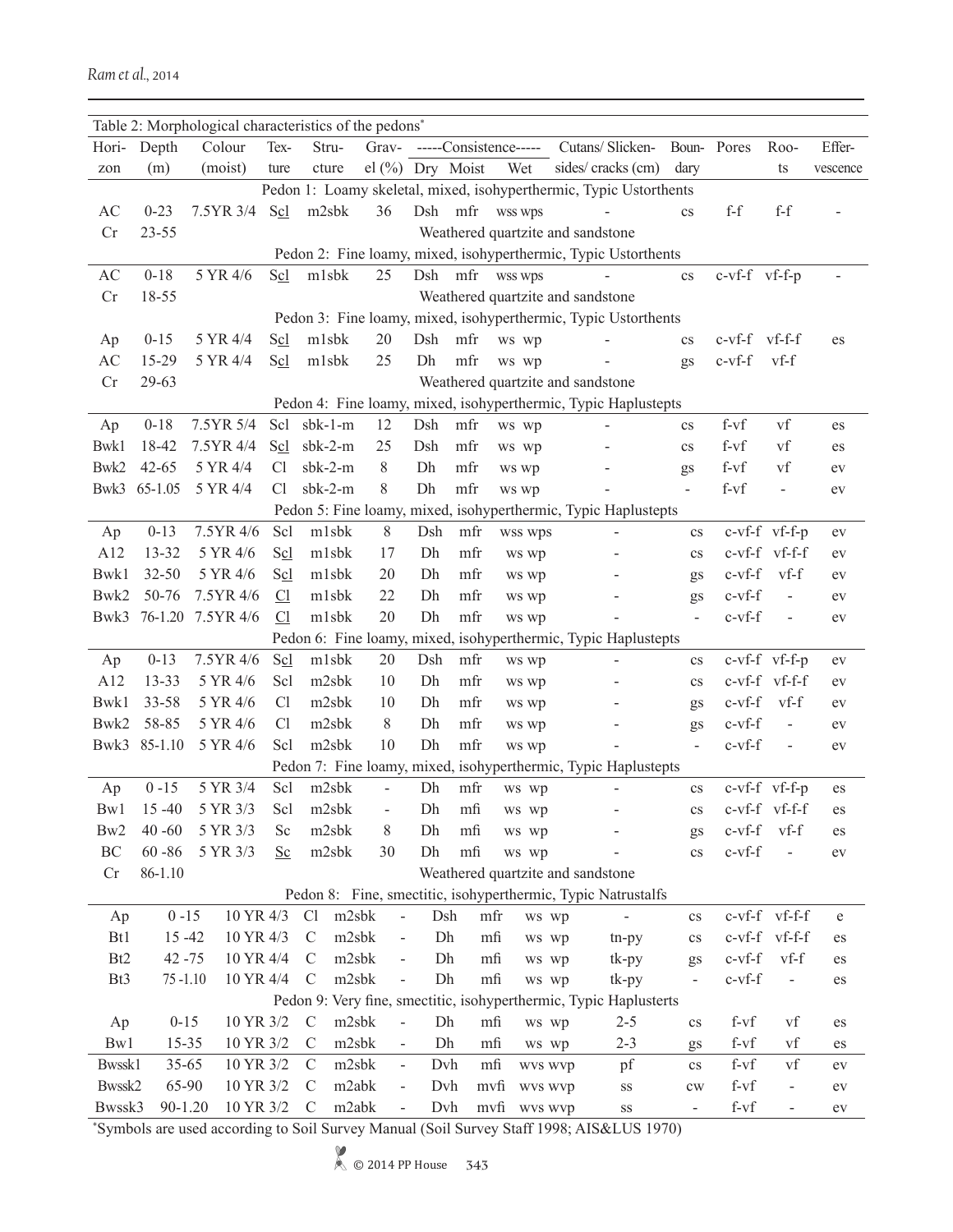Table 2: Morphological characteristics of the pedons*

| Hori-zon | Depth (m) | Colour (moist) | Tex-ture | Stru-cture | Grav-el (%) | Consistence Dry | Moist | Wet | Cutans/ Slicken-sides/ cracks (cm) | Boun-dary | Pores | Roo-ts | Effer-vescence |
|---|---|---|---|---|---|---|---|---|---|---|---|---|---|
| Pedon 1: Loamy skeletal, mixed, isohyperthermic, Typic Ustorthents | | | | | | | | | | | | | |
| AC | 0-23 | 7.5YR 3/4 | Scl | m2sbk | 36 | Dsh | mfr | wss wps | - | cs | f-f | f-f | - |
| Cr | 23-55 | Weathered quartzite and sandstone | | | | | | | | | | | |
| Pedon 2: Fine loamy, mixed, isohyperthermic, Typic Ustorthents | | | | | | | | | | | | | |
| AC | 0-18 | 5 YR 4/6 | Scl | m1sbk | 25 | Dsh | mfr | wss wps | - | cs | c-vf-f | vf-f-p | - |
| Cr | 18-55 | Weathered quartzite and sandstone | | | | | | | | | | | |
| Pedon 3: Fine loamy, mixed, isohyperthermic, Typic Ustorthents | | | | | | | | | | | | | |
| Ap | 0-15 | 5 YR 4/4 | Scl | m1sbk | 20 | Dsh | mfr | ws wp | - | cs | c-vf-f | vf-f-f | es |
| AC | 15-29 | 5 YR 4/4 | Scl | m1sbk | 25 | Dh | mfr | ws wp | - | gs | c-vf-f | vf-f | |
| Cr | 29-63 | Weathered quartzite and sandstone | | | | | | | | | | | |
| Pedon 4: Fine loamy, mixed, isohyperthermic, Typic Haplustepts | | | | | | | | | | | | | |
| Ap | 0-18 | 7.5YR 5/4 | Scl | sbk-1-m | 12 | Dsh | mfr | ws wp | - | cs | f-vf | vf | es |
| Bwk1 | 18-42 | 7.5YR 4/4 | Scl | sbk-2-m | 25 | Dsh | mfr | ws wp | - | cs | f-vf | vf | es |
| Bwk2 | 42-65 | 5 YR 4/4 | Cl | sbk-2-m | 8 | Dh | mfr | ws wp | - | gs | f-vf | vf | ev |
| Bwk3 | 65-1.05 | 5 YR 4/4 | Cl | sbk-2-m | 8 | Dh | mfr | ws wp | - | - | f-vf | - | ev |
| Pedon 5: Fine loamy, mixed, isohyperthermic, Typic Haplustepts | | | | | | | | | | | | | |
| Ap | 0-13 | 7.5YR 4/6 | Scl | m1sbk | 8 | Dsh | mfr | wss wps | - | cs | c-vf-f | vf-f-p | ev |
| A12 | 13-32 | 5 YR 4/6 | Scl | m1sbk | 17 | Dh | mfr | ws wp | - | cs | c-vf-f | vf-f-f | ev |
| Bwk1 | 32-50 | 5 YR 4/6 | Scl | m1sbk | 20 | Dh | mfr | ws wp | - | gs | c-vf-f | vf-f | ev |
| Bwk2 | 50-76 | 7.5YR 4/6 | Cl | m1sbk | 22 | Dh | mfr | ws wp | - | gs | c-vf-f | - | ev |
| Bwk3 | 76-1.20 | 7.5YR 4/6 | Cl | m1sbk | 20 | Dh | mfr | ws wp | - | - | c-vf-f | - | ev |
| Pedon 6: Fine loamy, mixed, isohyperthermic, Typic Haplustepts | | | | | | | | | | | | | |
| Ap | 0-13 | 7.5YR 4/6 | Scl | m1sbk | 20 | Dsh | mfr | ws wp | - | cs | c-vf-f | vf-f-p | ev |
| A12 | 13-33 | 5 YR 4/6 | Scl | m2sbk | 10 | Dh | mfr | ws wp | - | cs | c-vf-f | vf-f-f | ev |
| Bwk1 | 33-58 | 5 YR 4/6 | Cl | m2sbk | 10 | Dh | mfr | ws wp | - | gs | c-vf-f | vf-f | ev |
| Bwk2 | 58-85 | 5 YR 4/6 | Cl | m2sbk | 8 | Dh | mfr | ws wp | - | gs | c-vf-f | - | ev |
| Bwk3 | 85-1.10 | 5 YR 4/6 | Scl | m2sbk | 10 | Dh | mfr | ws wp | - | - | c-vf-f | - | ev |
| Pedon 7: Fine loamy, mixed, isohyperthermic, Typic Haplustepts | | | | | | | | | | | | | |
| Ap | 0 -15 | 5 YR 3/4 | Scl | m2sbk | - | Dh | mfr | ws wp | - | cs | c-vf-f | vf-f-p | es |
| Bw1 | 15 -40 | 5 YR 3/3 | Scl | m2sbk | - | Dh | mfi | ws wp | - | cs | c-vf-f | vf-f-f | es |
| Bw2 | 40 -60 | 5 YR 3/3 | Sc | m2sbk | 8 | Dh | mfi | ws wp | - | gs | c-vf-f | vf-f | es |
| BC | 60 -86 | 5 YR 3/3 | Sc | m2sbk | 30 | Dh | mfi | ws wp | - | cs | c-vf-f | - | ev |
| Cr | 86-1.10 | Weathered quartzite and sandstone | | | | | | | | | | | |
| Pedon 8: Fine, smectitic, isohyperthermic, Typic Natrustalfs | | | | | | | | | | | | | |
| Ap | 0 -15 | 10 YR 4/3 | Cl | m2sbk | - | Dsh | mfr | ws wp | - | cs | c-vf-f | vf-f-f | e |
| Bt1 | 15 -42 | 10 YR 4/3 | C | m2sbk | - | Dh | mfi | ws wp | tn-py | cs | c-vf-f | vf-f-f | es |
| Bt2 | 42 -75 | 10 YR 4/4 | C | m2sbk | - | Dh | mfi | ws wp | tk-py | gs | c-vf-f | vf-f | es |
| Bt3 | 75 -1.10 | 10 YR 4/4 | C | m2sbk | - | Dh | mfi | ws wp | tk-py | - | c-vf-f | - | es |
| Pedon 9: Very fine, smectitic, isohyperthermic, Typic Haplusterts | | | | | | | | | | | | | |
| Ap | 0-15 | 10 YR 3/2 | C | m2sbk | - | Dh | mfi | ws wp | 2-5 | cs | f-vf | vf | es |
| Bw1 | 15-35 | 10 YR 3/2 | C | m2sbk | - | Dh | mfi | ws wp | 2-3 | gs | f-vf | vf | es |
| Bwssk1 | 35-65 | 10 YR 3/2 | C | m2sbk | - | Dvh | mfi | wvs wvp | pf | cs | f-vf | vf | ev |
| Bwssk2 | 65-90 | 10 YR 3/2 | C | m2abk | - | Dvh | mvfi | wvs wvp | ss | cw | f-vf | - | ev |
| Bwssk3 | 90-1.20 | 10 YR 3/2 | C | m2abk | - | Dvh | mvfi | wvs wvp | ss | - | f-vf | - | ev |

*Symbols are used according to Soil Survey Manual (Soil Survey Staff 1998; AIS&LUS 1970)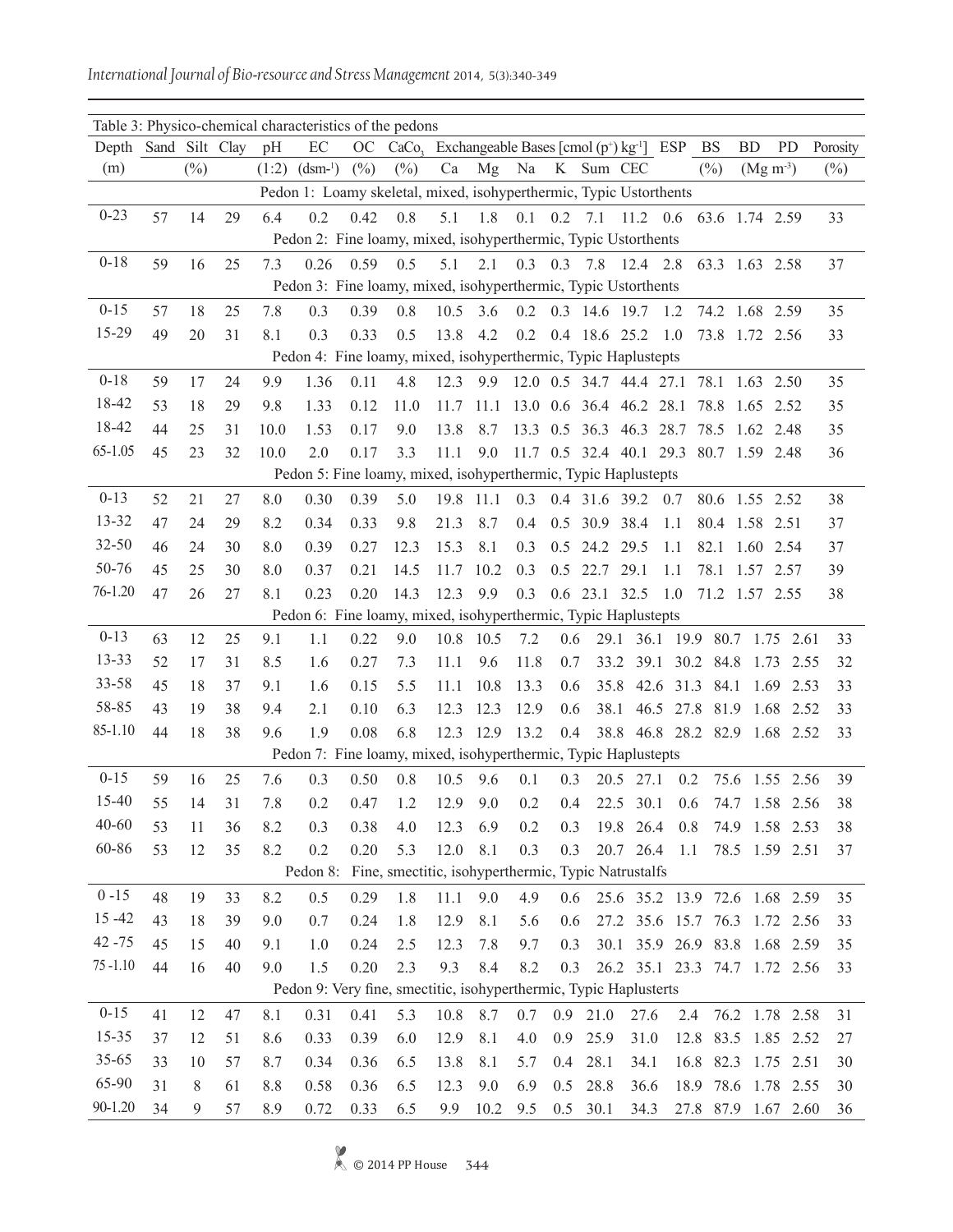Table 3: Physico-chemical characteristics of the pedons

| Depth (m) | Sand (%) | Silt (%) | Clay (%) | pH (1:2) | EC (dsm$^{-1}$) | OC (%) | $CaCo_3$ (%) | Exchangeable Bases [cmol (p$^+$) kg$^{-1}$] Ca | Mg | Na | K | Sum | CEC | ESP | BS (%) | BD (Mg m$^{-3}$) | PD (Mg m$^{-3}$) | Porosity (%) |
|---|---|---|---|---|---|---|---|---|---|---|---|---|---|---|---|---|---|---|
| Pedon 1: Loamy skeletal, mixed, isohyperthermic, Typic Ustorthents | | | | | | | | | | | | | | | | | | |
| 0-23 | 57 | 14 | 29 | 6.4 | 0.2 | 0.42 | 0.8 | 5.1 | 1.8 | 0.1 | 0.2 | 7.1 | 11.2 | 0.6 | 63.6 | 1.74 | 2.59 | 33 |
| Pedon 2: Fine loamy, mixed, isohyperthermic, Typic Ustorthents | | | | | | | | | | | | | | | | | | |
| 0-18 | 59 | 16 | 25 | 7.3 | 0.26 | 0.59 | 0.5 | 5.1 | 2.1 | 0.3 | 0.3 | 7.8 | 12.4 | 2.8 | 63.3 | 1.63 | 2.58 | 37 |
| Pedon 3: Fine loamy, mixed, isohyperthermic, Typic Ustorthents | | | | | | | | | | | | | | | | | | |
| 0-15 | 57 | 18 | 25 | 7.8 | 0.3 | 0.39 | 0.8 | 10.5 | 3.6 | 0.2 | 0.3 | 14.6 | 19.7 | 1.2 | 74.2 | 1.68 | 2.59 | 35 |
| 15-29 | 49 | 20 | 31 | 8.1 | 0.3 | 0.33 | 0.5 | 13.8 | 4.2 | 0.2 | 0.4 | 18.6 | 25.2 | 1.0 | 73.8 | 1.72 | 2.56 | 33 |
| Pedon 4: Fine loamy, mixed, isohyperthermic, Typic Haplustepts | | | | | | | | | | | | | | | | | | |
| 0-18 | 59 | 17 | 24 | 9.9 | 1.36 | 0.11 | 4.8 | 12.3 | 9.9 | 12.0 | 0.5 | 34.7 | 44.4 | 27.1 | 78.1 | 1.63 | 2.50 | 35 |
| 18-42 | 53 | 18 | 29 | 9.8 | 1.33 | 0.12 | 11.0 | 11.7 | 11.1 | 13.0 | 0.6 | 36.4 | 46.2 | 28.1 | 78.8 | 1.65 | 2.52 | 35 |
| 18-42 | 44 | 25 | 31 | 10.0 | 1.53 | 0.17 | 9.0 | 13.8 | 8.7 | 13.3 | 0.5 | 36.3 | 46.3 | 28.7 | 78.5 | 1.62 | 2.48 | 35 |
| 65-1.05 | 45 | 23 | 32 | 10.0 | 2.0 | 0.17 | 3.3 | 11.1 | 9.0 | 11.7 | 0.5 | 32.4 | 40.1 | 29.3 | 80.7 | 1.59 | 2.48 | 36 |
| Pedon 5: Fine loamy, mixed, isohyperthermic, Typic Haplustepts | | | | | | | | | | | | | | | | | | |
| 0-13 | 52 | 21 | 27 | 8.0 | 0.30 | 0.39 | 5.0 | 19.8 | 11.1 | 0.3 | 0.4 | 31.6 | 39.2 | 0.7 | 80.6 | 1.55 | 2.52 | 38 |
| 13-32 | 47 | 24 | 29 | 8.2 | 0.34 | 0.33 | 9.8 | 21.3 | 8.7 | 0.4 | 0.5 | 30.9 | 38.4 | 1.1 | 80.4 | 1.58 | 2.51 | 37 |
| 32-50 | 46 | 24 | 30 | 8.0 | 0.39 | 0.27 | 12.3 | 15.3 | 8.1 | 0.3 | 0.5 | 24.2 | 29.5 | 1.1 | 82.1 | 1.60 | 2.54 | 37 |
| 50-76 | 45 | 25 | 30 | 8.0 | 0.37 | 0.21 | 14.5 | 11.7 | 10.2 | 0.3 | 0.5 | 22.7 | 29.1 | 1.1 | 78.1 | 1.57 | 2.57 | 39 |
| 76-1.20 | 47 | 26 | 27 | 8.1 | 0.23 | 0.20 | 14.3 | 12.3 | 9.9 | 0.3 | 0.6 | 23.1 | 32.5 | 1.0 | 71.2 | 1.57 | 2.55 | 38 |
| Pedon 6: Fine loamy, mixed, isohyperthermic, Typic Haplustepts | | | | | | | | | | | | | | | | | | |
| 0-13 | 63 | 12 | 25 | 9.1 | 1.1 | 0.22 | 9.0 | 10.8 | 10.5 | 7.2 | 0.6 | 29.1 | 36.1 | 19.9 | 80.7 | 1.75 | 2.61 | 33 |
| 13-33 | 52 | 17 | 31 | 8.5 | 1.6 | 0.27 | 7.3 | 11.1 | 9.6 | 11.8 | 0.7 | 33.2 | 39.1 | 30.2 | 84.8 | 1.73 | 2.55 | 32 |
| 33-58 | 45 | 18 | 37 | 9.1 | 1.6 | 0.15 | 5.5 | 11.1 | 10.8 | 13.3 | 0.6 | 35.8 | 42.6 | 31.3 | 84.1 | 1.69 | 2.53 | 33 |
| 58-85 | 43 | 19 | 38 | 9.4 | 2.1 | 0.10 | 6.3 | 12.3 | 12.3 | 12.9 | 0.6 | 38.1 | 46.5 | 27.8 | 81.9 | 1.68 | 2.52 | 33 |
| 85-1.10 | 44 | 18 | 38 | 9.6 | 1.9 | 0.08 | 6.8 | 12.3 | 12.9 | 13.2 | 0.4 | 38.8 | 46.8 | 28.2 | 82.9 | 1.68 | 2.52 | 33 |
| Pedon 7: Fine loamy, mixed, isohyperthermic, Typic Haplustepts | | | | | | | | | | | | | | | | | | |
| 0-15 | 59 | 16 | 25 | 7.6 | 0.3 | 0.50 | 0.8 | 10.5 | 9.6 | 0.1 | 0.3 | 20.5 | 27.1 | 0.2 | 75.6 | 1.55 | 2.56 | 39 |
| 15-40 | 55 | 14 | 31 | 7.8 | 0.2 | 0.47 | 1.2 | 12.9 | 9.0 | 0.2 | 0.4 | 22.5 | 30.1 | 0.6 | 74.7 | 1.58 | 2.56 | 38 |
| 40-60 | 53 | 11 | 36 | 8.2 | 0.3 | 0.38 | 4.0 | 12.3 | 6.9 | 0.2 | 0.3 | 19.8 | 26.4 | 0.8 | 74.9 | 1.58 | 2.53 | 38 |
| 60-86 | 53 | 12 | 35 | 8.2 | 0.2 | 0.20 | 5.3 | 12.0 | 8.1 | 0.3 | 0.3 | 20.7 | 26.4 | 1.1 | 78.5 | 1.59 | 2.51 | 37 |
| Pedon 8: Fine, smectitic, isohyperthermic, Typic Natrustalfs | | | | | | | | | | | | | | | | | | |
| 0-15 | 48 | 19 | 33 | 8.2 | 0.5 | 0.29 | 1.8 | 11.1 | 9.0 | 4.9 | 0.6 | 25.6 | 35.2 | 13.9 | 72.6 | 1.68 | 2.59 | 35 |
| 15-42 | 43 | 18 | 39 | 9.0 | 0.7 | 0.24 | 1.8 | 12.9 | 8.1 | 5.6 | 0.6 | 27.2 | 35.6 | 15.7 | 76.3 | 1.72 | 2.56 | 33 |
| 42-75 | 45 | 15 | 40 | 9.1 | 1.0 | 0.24 | 2.5 | 12.3 | 7.8 | 9.7 | 0.3 | 30.1 | 35.9 | 26.9 | 83.8 | 1.68 | 2.59 | 35 |
| 75-1.10 | 44 | 16 | 40 | 9.0 | 1.5 | 0.20 | 2.3 | 9.3 | 8.4 | 8.2 | 0.3 | 26.2 | 35.1 | 23.3 | 74.7 | 1.72 | 2.56 | 33 |
| Pedon 9: Very fine, smectitic, isohyperthermic, Typic Haplusterts | | | | | | | | | | | | | | | | | | |
| 0-15 | 41 | 12 | 47 | 8.1 | 0.31 | 0.41 | 5.3 | 10.8 | 8.7 | 0.7 | 0.9 | 21.0 | 27.6 | 2.4 | 76.2 | 1.78 | 2.58 | 31 |
| 15-35 | 37 | 12 | 51 | 8.6 | 0.33 | 0.39 | 6.0 | 12.9 | 8.1 | 4.0 | 0.9 | 25.9 | 31.0 | 12.8 | 83.5 | 1.85 | 2.52 | 27 |
| 35-65 | 33 | 10 | 57 | 8.7 | 0.34 | 0.36 | 6.5 | 13.8 | 8.1 | 5.7 | 0.4 | 28.1 | 34.1 | 16.8 | 82.3 | 1.75 | 2.51 | 30 |
| 65-90 | 31 | 8 | 61 | 8.8 | 0.58 | 0.36 | 6.5 | 12.3 | 9.0 | 6.9 | 0.5 | 28.8 | 36.6 | 18.9 | 78.6 | 1.78 | 2.55 | 30 |
| 90-1.20 | 34 | 9 | 57 | 8.9 | 0.72 | 0.33 | 6.5 | 9.9 | 10.2 | 9.5 | 0.5 | 30.1 | 34.3 | 27.8 | 87.9 | 1.67 | 2.60 | 36 |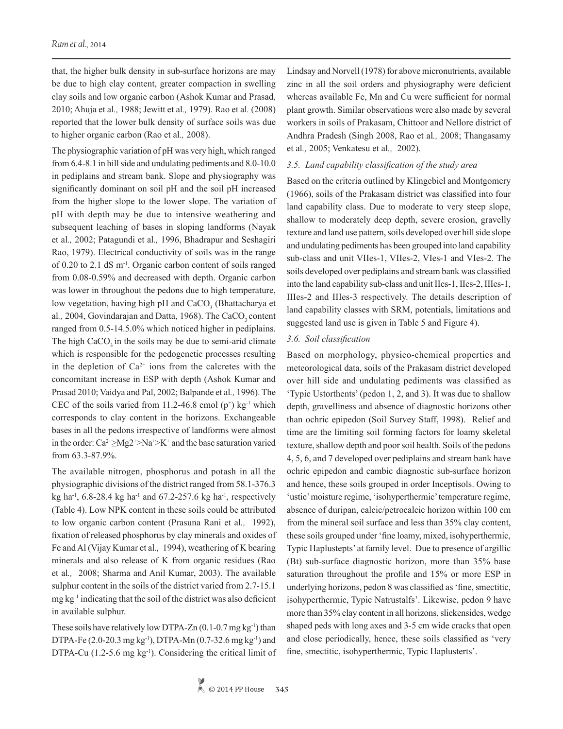that, the higher bulk density in sub-surface horizons are may be due to high clay content, greater compaction in swelling clay soils and low organic carbon (Ashok Kumar and Prasad, 2010; Ahuja et al., 1988; Jewitt et al., 1979). Rao et al. (2008) reported that the lower bulk density of surface soils was due to higher organic carbon (Rao et al., 2008).

The physiographic variation of pH was very high, which ranged from 6.4-8.1 in hill side and undulating pediments and 8.0-10.0 in pediplains and stream bank. Slope and physiography was significantly dominant on soil pH and the soil pH increased from the higher slope to the lower slope. The variation of pH with depth may be due to intensive weathering and subsequent leaching of bases in sloping landforms (Nayak et al., 2002; Patagundi et al., 1996, Bhadrapur and Seshagiri Rao, 1979). Electrical conductivity of soils was in the range of 0.20 to 2.1 dS $m^{-1}$. Organic carbon content of soils ranged from 0.08-0.59% and decreased with depth. Organic carbon was lower in throughout the pedons due to high temperature, low vegetation, having high pH and $CaCO_3$ (Bhattacharya et al., 2004, Govindarajan and Datta, 1968). The $CaCO_3$ content ranged from 0.5-14.5.0% which noticed higher in pediplains. The high $CaCO_3$ in the soils may be due to semi-arid climate which is responsible for the pedogenetic processes resulting in the depletion of $Ca^{2+}$ ions from the calcretes with the concomitant increase in ESP with depth (Ashok Kumar and Prasad 2010; Vaidya and Pal, 2002; Balpande et al., 1996). The CEC of the soils varied from 11.2-46.8 cmol ($p^+$) $kg^{-1}$ which corresponds to clay content in the horizons. Exchangeable bases in all the pedons irrespective of landforms were almost in the order: $Ca^{2+} \geq Mg^{2+} > Na^+ > K^+$ and the base saturation varied from 63.3-87.9%.

The available nitrogen, phosphorus and potash in all the physiographic divisions of the district ranged from 58.1-376.3 kg $ha^{-1}$, 6.8-28.4 kg $ha^{-1}$ and 67.2-257.6 kg $ha^{-1}$, respectively (Table 4). Low NPK content in these soils could be attributed to low organic carbon content (Prasuna Rani et al., 1992), fixation of released phosphorus by clay minerals and oxides of Fe and Al (Vijay Kumar et al., 1994), weathering of K bearing minerals and also release of K from organic residues (Rao et al., 2008; Sharma and Anil Kumar, 2003). The available sulphur content in the soils of the district varied from 2.7-15.1 mg $kg^{-1}$ indicating that the soil of the district was also deficient in available sulphur.

These soils have relatively low DTPA-Zn (0.1-0.7 mg $kg^{-1}$) than DTPA-Fe (2.0-20.3 mg $kg^{-1}$), DTPA-Mn (0.7-32.6 mg $kg^{-1}$) and DTPA-Cu (1.2-5.6 mg $kg^{-1}$). Considering the critical limit of Lindsay and Norvell (1978) for above micronutrients, available zinc in all the soil orders and physiography were deficient whereas available Fe, Mn and Cu were sufficient for normal plant growth. Similar observations were also made by several workers in soils of Prakasam, Chittoor and Nellore district of Andhra Pradesh (Singh 2008, Rao et al., 2008; Thangasamy et al., 2005; Venkatesu et al., 2002).

### *3.5. Land capability classification of the study area*

Based on the criteria outlined by Klingebiel and Montgomery (1966), soils of the Prakasam district was classified into four land capability class. Due to moderate to very steep slope, shallow to moderately deep depth, severe erosion, gravelly texture and land use pattern, soils developed over hill side slope and undulating pediments has been grouped into land capability sub-class and unit VIIes-1, VIIes-2, VIes-1 and VIes-2. The soils developed over pediplains and stream bank was classified into the land capability sub-class and unit IIes-1, IIes-2, IIIes-1, IIIes-2 and IIIes-3 respectively. The details description of land capability classes with SRM, potentials, limitations and suggested land use is given in Table 5 and Figure 4).

### *3.6. Soil classification*

Based on morphology, physico-chemical properties and meteorological data, soils of the Prakasam district developed over hill side and undulating pediments was classified as 'Typic Ustorthents' (pedon 1, 2, and 3). It was due to shallow depth, gravelliness and absence of diagnostic horizons other than ochric epipedon (Soil Survey Staff, 1998). Relief and time are the limiting soil forming factors for loamy skeletal texture, shallow depth and poor soil health. Soils of the pedons 4, 5, 6, and 7 developed over pediplains and stream bank have ochric epipedon and cambic diagnostic sub-surface horizon and hence, these soils grouped in order Inceptisols. Owing to 'ustic' moisture regime, 'isohyperthermic' temperature regime, absence of duripan, calcic/petrocalcic horizon within 100 cm from the mineral soil surface and less than 35% clay content, these soils grouped under 'fine loamy, mixed, isohyperthermic, Typic Haplustepts' at family level. Due to presence of argillic (Bt) sub-surface diagnostic horizon, more than 35% base saturation throughout the profile and 15% or more ESP in underlying horizons, pedon 8 was classified as 'fine, smectitic, isohyperthermic, Typic Natrustalfs'. Likewise, pedon 9 have more than 35% clay content in all horizons, slickensides, wedge shaped peds with long axes and 3-5 cm wide cracks that open and close periodically, hence, these soils classified as 'very fine, smectitic, isohyperthermic, Typic Haplusterts'.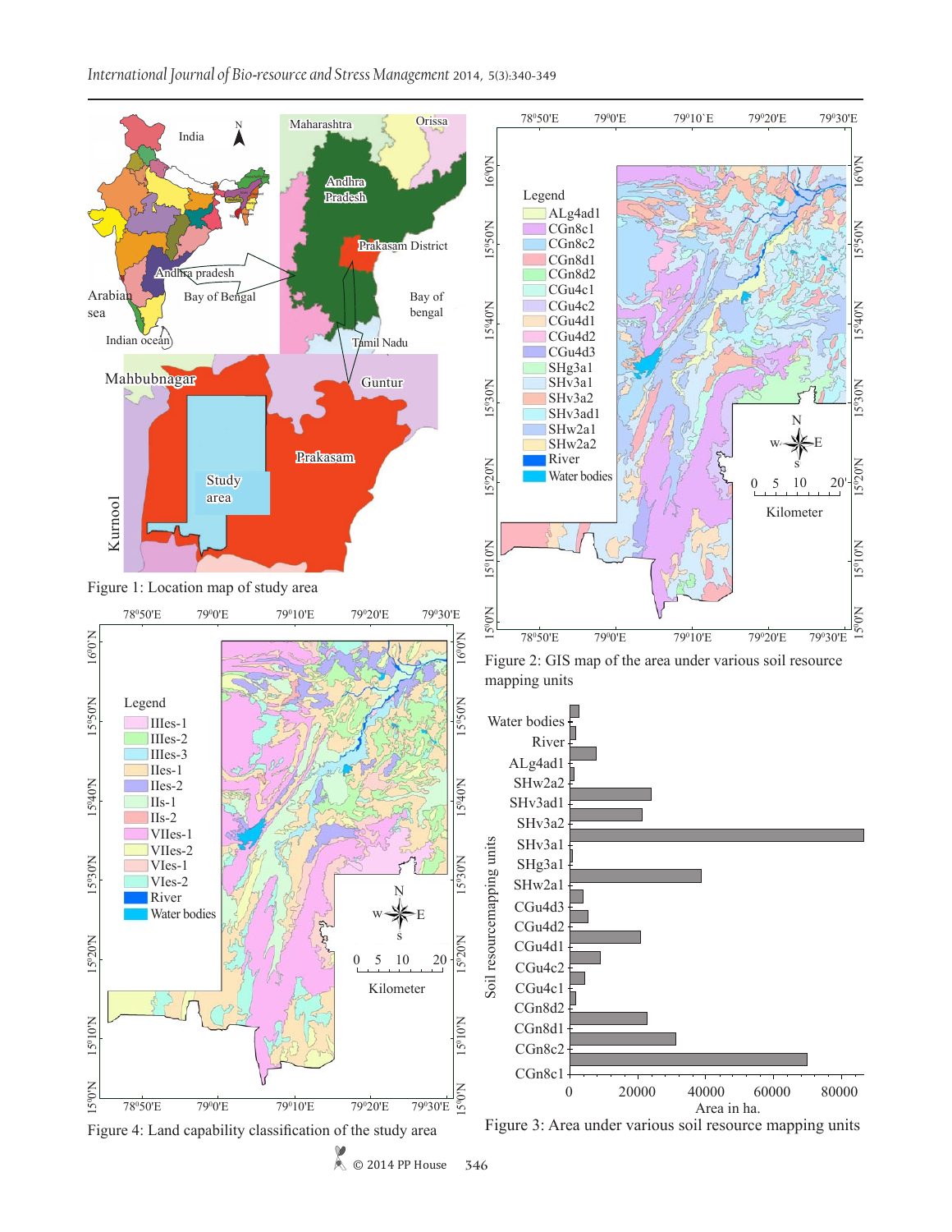Figure 1: Location map of study area

Figure 2: GIS map of the area under various soil resource mapping units

Legend
ALg4ad1
CGn8c1
CGn8c2
CGn8d1
CGn8d2
CGu4c1
CGu4c2
CGu4d1
CGu4d2
CGu4d3
SHg3a1
SHv3a1
SHv3a2
SHv3ad1
SHw2a1
SHw2a2
River
Water bodies

Water bodies
River
ALg4ad1
SHw2a2
SHv3ad1
SHv3a2
SHv3a1
SHg3a1
SHw2a1
CGu4d3
CGu4d2
CGu4d1
CGu4c2
CGu4c1
CGn8d2
CGn8d1
CGn8c2
CGn8c1

Soil resourcemapping units

0 20000 40000 60000 80000

Area in ha.

Figure 3: Area under various soil resource mapping units

Legend
IIIes-1
IIIes-2
IIIes-3
IIes-1
IIes-2
IIs-1
IIs-2
VIIes-1
VIIes-2
VIes-1
VIes-2
River
Water bodies

Figure 4: Land capability classification of the study area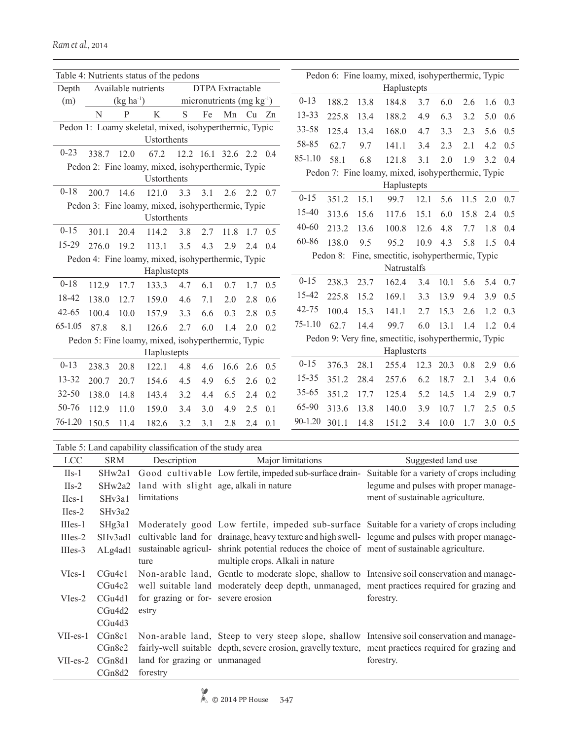Table 4: Nutrients status of the pedons

| Depth (m) | Available nutrients (kg ha$^{-1}$) | | | DTPA Extractable micronutrients (mg kg$^{-1}$) | | | | |
|---|---|---|---|---|---|---|---|---|
| | N | P | K | S | Fe | Mn | Cu | Zn |
| **Pedon 1: Loamy skeletal, mixed, isohyperthermic, Typic Ustorthents** | | | | | | | | |
| 0-23 | 338.7 | 12.0 | 67.2 | 12.2 | 16.1 | 32.6 | 2.2 | 0.4 |
| **Pedon 2: Fine loamy, mixed, isohyperthermic, Typic Ustorthents** | | | | | | | | |
| 0-18 | 200.7 | 14.6 | 121.0 | 3.3 | 3.1 | 2.6 | 2.2 | 0.7 |
| **Pedon 3: Fine loamy, mixed, isohyperthermic, Typic Ustorthents** | | | | | | | | |
| 0-15 | 301.1 | 20.4 | 114.2 | 3.8 | 2.7 | 11.8 | 1.7 | 0.5 |
| 15-29 | 276.0 | 19.2 | 113.1 | 3.5 | 4.3 | 2.9 | 2.4 | 0.4 |
| **Pedon 4: Fine loamy, mixed, isohyperthermic, Typic Haplustepts** | | | | | | | | |
| 0-18 | 112.9 | 17.7 | 133.3 | 4.7 | 6.1 | 0.7 | 1.7 | 0.5 |
| 18-42 | 138.0 | 12.7 | 159.0 | 4.6 | 7.1 | 2.0 | 2.8 | 0.6 |
| 42-65 | 100.4 | 10.0 | 157.9 | 3.3 | 6.6 | 0.3 | 2.8 | 0.5 |
| 65-1.05 | 87.8 | 8.1 | 126.6 | 2.7 | 6.0 | 1.4 | 2.0 | 0.2 |
| **Pedon 5: Fine loamy, mixed, isohyperthermic, Typic Haplustepts** | | | | | | | | |
| 0-13 | 238.3 | 20.8 | 122.1 | 4.8 | 4.6 | 16.6 | 2.6 | 0.5 |
| 13-32 | 200.7 | 20.7 | 154.6 | 4.5 | 4.9 | 6.5 | 2.6 | 0.2 |
| 32-50 | 138.0 | 14.8 | 143.4 | 3.2 | 4.4 | 6.5 | 2.4 | 0.2 |
| 50-76 | 112.9 | 11.0 | 159.0 | 3.4 | 3.0 | 4.9 | 2.5 | 0.1 |
| 76-1.20 | 150.5 | 11.4 | 182.6 | 3.2 | 3.1 | 2.8 | 2.4 | 0.1 |
| **Pedon 6: Fine loamy, mixed, isohyperthermic, Typic Haplustepts** | | | | | | | | |
| 0-13 | 188.2 | 13.8 | 184.8 | 3.7 | 6.0 | 2.6 | 1.6 | 0.3 |
| 13-33 | 225.8 | 13.4 | 188.2 | 4.9 | 6.3 | 3.2 | 5.0 | 0.6 |
| 33-58 | 125.4 | 13.4 | 168.0 | 4.7 | 3.3 | 2.3 | 5.6 | 0.5 |
| 58-85 | 62.7 | 9.7 | 141.1 | 3.4 | 2.3 | 2.1 | 4.2 | 0.5 |
| 85-1.10 | 58.1 | 6.8 | 121.8 | 3.1 | 2.0 | 1.9 | 3.2 | 0.4 |
| **Pedon 7: Fine loamy, mixed, isohyperthermic, Typic Haplustepts** | | | | | | | | |
| 0-15 | 351.2 | 15.1 | 99.7 | 12.1 | 5.6 | 11.5 | 2.0 | 0.7 |
| 15-40 | 313.6 | 15.6 | 117.6 | 15.1 | 6.0 | 15.8 | 2.4 | 0.5 |
| 40-60 | 213.2 | 13.6 | 100.8 | 12.6 | 4.8 | 7.7 | 1.8 | 0.4 |
| 60-86 | 138.0 | 9.5 | 95.2 | 10.9 | 4.3 | 5.8 | 1.5 | 0.4 |
| **Pedon 8: Fine, smectitic, isohyperthermic, Typic Natrustalfs** | | | | | | | | |
| 0-15 | 238.3 | 23.7 | 162.4 | 3.4 | 10.1 | 5.6 | 5.4 | 0.7 |
| 15-42 | 225.8 | 15.2 | 169.1 | 3.3 | 13.9 | 9.4 | 3.9 | 0.5 |
| 42-75 | 100.4 | 15.3 | 141.1 | 2.7 | 15.3 | 2.6 | 1.2 | 0.3 |
| 75-1.10 | 62.7 | 14.4 | 99.7 | 6.0 | 13.1 | 1.4 | 1.2 | 0.4 |
| **Pedon 9: Very fine, smectitic, isohyperthermic, Typic Haplusterts** | | | | | | | | |
| 0-15 | 376.3 | 28.1 | 255.4 | 12.3 | 20.3 | 0.8 | 2.9 | 0.6 |
| 15-35 | 351.2 | 28.4 | 257.6 | 6.2 | 18.7 | 2.1 | 3.4 | 0.6 |
| 35-65 | 351.2 | 17.7 | 125.4 | 5.2 | 14.5 | 1.4 | 2.9 | 0.7 |
| 65-90 | 313.6 | 13.8 | 140.0 | 3.9 | 10.7 | 1.7 | 2.5 | 0.5 |
| 90-1.20 | 301.1 | 14.8 | 151.2 | 3.4 | 10.0 | 1.7 | 3.0 | 0.5 |

Table 5: Land capability classification of the study area

| LCC | SRM | Description | Major limitations | Suggested land use |
|---|---|---|---|---|
| IIs-1<br>IIs-2<br>IIes-1<br>IIes-2 | SHw2a1<br>SHw2a2<br>SHv3a1<br>SHv3a2 | Good cultivable land with slight limitations | Low fertile, impeded sub-surface drainage, alkali in nature | Suitable for a variety of crops including legume and pulses with proper management of sustainable agriculture. |
| IIIes-1<br>IIIes-2<br>IIIes-3 | SHg3a1<br>SHv3ad1<br>ALg4ad1 | Moderately good cultivable land for sustainable agriculture | Low fertile, impeded sub-surface drainage, heavy texture and high swell-shrink potential reduces the choice of multiple crops. Alkali in nature | Suitable for a variety of crops including legume and pulses with proper management of sustainable agriculture. |
| VIes-1<br>VIes-2 | CGu4c1<br>CGu4c2<br>CGu4d1<br>CGu4d2<br>CGu4d3 | Non-arable land, well suitable land for grazing or forestry | Gentle to moderate slope, shallow to moderately deep depth, unmanaged, severe erosion | Intensive soil conservation and management practices required for grazing and forestry. |
| VII-es-1<br>VII-es-2 | CGn8c1<br>CGn8c2<br>CGn8d1<br>CGn8d2 | Non-arable land, fairly-well suitable land for grazing or forestry | Steep to very steep slope, shallow depth, severe erosion, gravelly texture, unmanaged | Intensive soil conservation and management practices required for grazing and forestry. |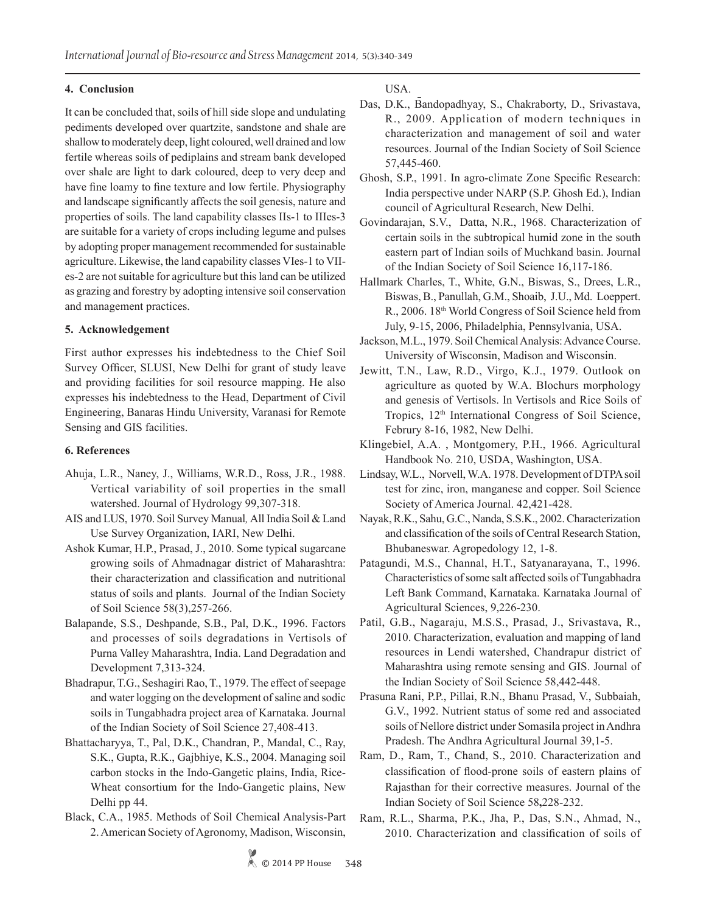## 4. Conclusion

It can be concluded that, soils of hill side slope and undulating pediments developed over quartzite, sandstone and shale are shallow to moderately deep, light coloured, well drained and low fertile whereas soils of pediplains and stream bank developed over shale are light to dark coloured, deep to very deep and have fine loamy to fine texture and low fertile. Physiography and landscape significantly affects the soil genesis, nature and properties of soils. The land capability classes IIs-1 to IIIes-3 are suitable for a variety of crops including legume and pulses by adopting proper management recommended for sustainable agriculture. Likewise, the land capability classes VIes-1 to VII-es-2 are not suitable for agriculture but this land can be utilized as grazing and forestry by adopting intensive soil conservation and management practices.

## 5. Acknowledgement

First author expresses his indebtedness to the Chief Soil Survey Officer, SLUSI, New Delhi for grant of study leave and providing facilities for soil resource mapping. He also expresses his indebtedness to the Head, Department of Civil Engineering, Banaras Hindu University, Varanasi for Remote Sensing and GIS facilities.

## 6. References

Ahuja, L.R., Naney, J., Williams, W.R.D., Ross, J.R., 1988. Vertical variability of soil properties in the small watershed. Journal of Hydrology 99,307-318.

AIS and LUS, 1970. Soil Survey Manual, All India Soil & Land Use Survey Organization, IARI, New Delhi.

Ashok Kumar, H.P., Prasad, J., 2010. Some typical sugarcane growing soils of Ahmadnagar district of Maharashtra: their characterization and classification and nutritional status of soils and plants. Journal of the Indian Society of Soil Science 58(3),257-266.

Balapande, S.S., Deshpande, S.B., Pal, D.K., 1996. Factors and processes of soils degradations in Vertisols of Purna Valley Maharashtra, India. Land Degradation and Development 7,313-324.

Bhadrapur, T.G., Seshagiri Rao, T., 1979. The effect of seepage and water logging on the development of saline and sodic soils in Tungabhadra project area of Karnataka. Journal of the Indian Society of Soil Science 27,408-413.

Bhattacharyya, T., Pal, D.K., Chandran, P., Mandal, C., Ray, S.K., Gupta, R.K., Gajbhiye, K.S., 2004. Managing soil carbon stocks in the Indo-Gangetic plains, India, Rice-Wheat consortium for the Indo-Gangetic plains, New Delhi pp 44.

Black, C.A., 1985. Methods of Soil Chemical Analysis-Part 2. American Society of Agronomy, Madison, Wisconsin, USA.

Das, D.K., Bandopadhyay, S., Chakraborty, D., Srivastava, R., 2009. Application of modern techniques in characterization and management of soil and water resources. Journal of the Indian Society of Soil Science 57,445-460.

Ghosh, S.P., 1991. In agro-climate Zone Specific Research: India perspective under NARP (S.P. Ghosh Ed.), Indian council of Agricultural Research, New Delhi.

Govindarajan, S.V., Datta, N.R., 1968. Characterization of certain soils in the subtropical humid zone in the south eastern part of Indian soils of Muchkand basin. Journal of the Indian Society of Soil Science 16,117-186.

Hallmark Charles, T., White, G.N., Biswas, S., Drees, L.R., Biswas, B., Panullah, G.M., Shoaib, J.U., Md. Loeppert. R., 2006. 18th World Congress of Soil Science held from July, 9-15, 2006, Philadelphia, Pennsylvania, USA.

Jackson, M.L., 1979. Soil Chemical Analysis: Advance Course. University of Wisconsin, Madison and Wisconsin.

Jewitt, T.N., Law, R.D., Virgo, K.J., 1979. Outlook on agriculture as quoted by W.A. Blochurs morphology and genesis of Vertisols. In Vertisols and Rice Soils of Tropics, 12th International Congress of Soil Science, Februry 8-16, 1982, New Delhi.

Klingebiel, A.A. , Montgomery, P.H., 1966. Agricultural Handbook No. 210, USDA, Washington, USA.

Lindsay, W.L., Norvell, W.A. 1978. Development of DTPA soil test for zinc, iron, manganese and copper. Soil Science Society of America Journal. 42,421-428.

Nayak, R.K., Sahu, G.C., Nanda, S.S.K., 2002. Characterization and classification of the soils of Central Research Station, Bhubaneswar. Agropedology 12, 1-8.

Patagundi, M.S., Channal, H.T., Satyanarayana, T., 1996. Characteristics of some salt affected soils of Tungabhadra Left Bank Command, Karnataka. Karnataka Journal of Agricultural Sciences, 9,226-230.

Patil, G.B., Nagaraju, M.S.S., Prasad, J., Srivastava, R., 2010. Characterization, evaluation and mapping of land resources in Lendi watershed, Chandrapur district of Maharashtra using remote sensing and GIS. Journal of the Indian Society of Soil Science 58,442-448.

Prasuna Rani, P.P., Pillai, R.N., Bhanu Prasad, V., Subbaiah, G.V., 1992. Nutrient status of some red and associated soils of Nellore district under Somasila project in Andhra Pradesh. The Andhra Agricultural Journal 39,1-5.

Ram, D., Ram, T., Chand, S., 2010. Characterization and classification of flood-prone soils of eastern plains of Rajasthan for their corrective measures. Journal of the Indian Society of Soil Science 58,228-232.

Ram, R.L., Sharma, P.K., Jha, P., Das, S.N., Ahmad, N., 2010. Characterization and classification of soils of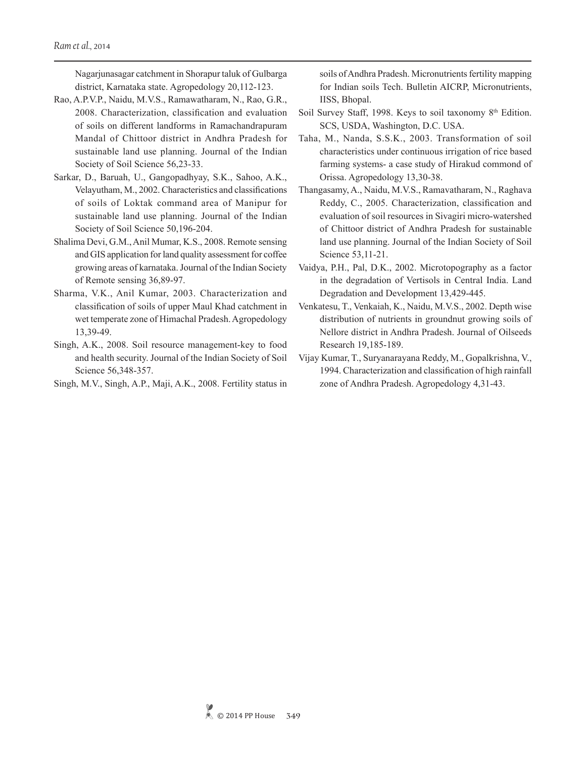Nagarjunasagar catchment in Shorapur taluk of Gulbarga district, Karnataka state. Agropedology 20,112-123.

Rao, A.P.V.P., Naidu, M.V.S., Ramawatharam, N., Rao, G.R., 2008. Characterization, classification and evaluation of soils on different landforms in Ramachandrapuram Mandal of Chittoor district in Andhra Pradesh for sustainable land use planning. Journal of the Indian Society of Soil Science 56,23-33.

Sarkar, D., Baruah, U., Gangopadhyay, S.K., Sahoo, A.K., Velayutham, M., 2002. Characteristics and classifications of soils of Loktak command area of Manipur for sustainable land use planning. Journal of the Indian Society of Soil Science 50,196-204.

Shalima Devi, G.M., Anil Mumar, K.S., 2008. Remote sensing and GIS application for land quality assessment for coffee growing areas of karnataka. Journal of the Indian Society of Remote sensing 36,89-97.

Sharma, V.K., Anil Kumar, 2003. Characterization and classification of soils of upper Maul Khad catchment in wet temperate zone of Himachal Pradesh. Agropedology 13,39-49.

Singh, A.K., 2008. Soil resource management-key to food and health security. Journal of the Indian Society of Soil Science 56,348-357.

Singh, M.V., Singh, A.P., Maji, A.K., 2008. Fertility status in soils of Andhra Pradesh. Micronutrients fertility mapping for Indian soils Tech. Bulletin AICRP, Micronutrients, IISS, Bhopal.

Soil Survey Staff, 1998. Keys to soil taxonomy 8th Edition. SCS, USDA, Washington, D.C. USA.

Taha, M., Nanda, S.S.K., 2003. Transformation of soil characteristics under continuous irrigation of rice based farming systems- a case study of Hirakud commond of Orissa. Agropedology 13,30-38.

Thangasamy, A., Naidu, M.V.S., Ramavatharam, N., Raghava Reddy, C., 2005. Characterization, classification and evaluation of soil resources in Sivagiri micro-watershed of Chittoor district of Andhra Pradesh for sustainable land use planning. Journal of the Indian Society of Soil Science 53,11-21.

Vaidya, P.H., Pal, D.K., 2002. Microtopography as a factor in the degradation of Vertisols in Central India. Land Degradation and Development 13,429-445.

Venkatesu, T., Venkaiah, K., Naidu, M.V.S., 2002. Depth wise distribution of nutrients in groundnut growing soils of Nellore district in Andhra Pradesh. Journal of Oilseeds Research 19,185-189.

Vijay Kumar, T., Suryanarayana Reddy, M., Gopalkrishna, V., 1994. Characterization and classification of high rainfall zone of Andhra Pradesh. Agropedology 4,31-43.